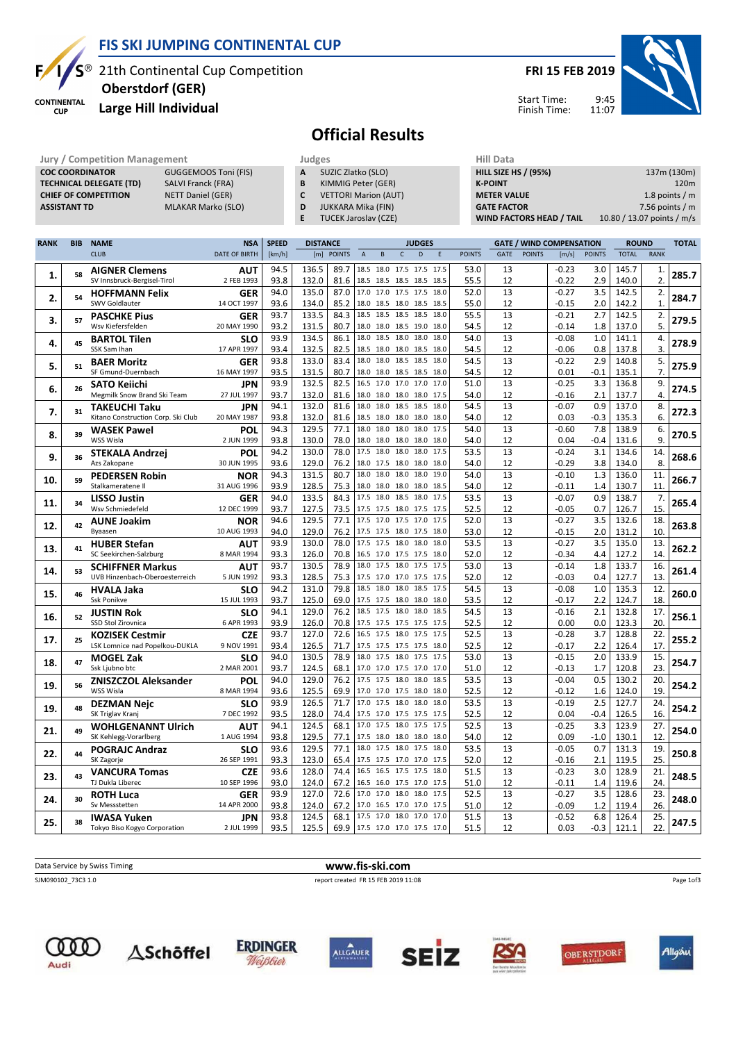# FIS SKI JUMPING CONTINENTAL CUP

21th Continental Cup Competition
**Oberstdorf (GER)**
**Large Hill Individual**

**FRI 15 FEB 2019**

Start Time: 9:45
Finish Time: 11:07

## Official Results

| Jury / Competition Management | |
|---|---|
| **COC COORDINATOR** | GUGGEMOOS Toni (FIS) |
| **TECHNICAL DELEGATE (TD)** | SALVI Franck (FRA) |
| **CHIEF OF COMPETITION** | NETT Daniel (GER) |
| **ASSISTANT TD** | MLAKAR Marko (SLO) |

| Judges | |
|---|---|
| **A** | SUZIC Zlatko (SLO) |
| **B** | KIMMIG Peter (GER) |
| **C** | VETTORI Marion (AUT) |
| **D** | JUKKARA Mika (FIN) |
| **E** | TUCEK Jaroslav (CZE) |

| Hill Data | |
|---|---|
| **HILL SIZE HS / (95%)** | 137m (130m) |
| **K-POINT** | 120m |
| **METER VALUE** | 1.8 points / m |
| **GATE FACTOR** | 7.56 points / m |
| **WIND FACTORS HEAD / TAIL** | 10.80 / 13.07 points / m/s |

| RANK | BIB | NAME / CLUB | NSA / DATE OF BIRTH | SPEED [km/h] | DISTANCE [m] | DISTANCE POINTS | A | B | C | D | E | JUDGES POINTS | GATE | GATE POINTS | WIND [m/s] | WIND POINTS | ROUND TOTAL | ROUND RANK | TOTAL |
|---|---|---|---|---|---|---|---|---|---|---|---|---|---|---|---|---|---|---|---|
| 1. | 58 | **AIGNER Clemens** | **AUT** | 94.5 | 136.5 | 89.7 | 18.5 | 18.0 | 17.5 | 17.5 | 17.5 | 53.0 | 13 | | -0.23 | 3.0 | 145.7 | 1. | **285.7** |
| | | SV Innsbruck-Bergisel-Tirol | 2 FEB 1993 | 93.8 | 132.0 | 81.6 | 18.5 | 18.5 | 18.5 | 18.5 | 18.5 | 55.5 | 12 | | -0.22 | 2.9 | 140.0 | 2. | |
| 2. | 54 | **HOFFMANN Felix** | **GER** | 94.0 | 135.0 | 87.0 | 17.0 | 17.0 | 17.5 | 17.5 | 18.0 | 52.0 | 13 | | -0.27 | 3.5 | 142.5 | 2. | **284.7** |
| | | SWV Goldlauter | 14 OCT 1997 | 93.6 | 134.0 | 85.2 | 18.0 | 18.5 | 18.0 | 18.5 | 18.5 | 55.0 | 12 | | -0.15 | 2.0 | 142.2 | 1. | |
| 3. | 57 | **PASCHKE Pius** | **GER** | 93.7 | 133.5 | 84.3 | 18.5 | 18.5 | 18.5 | 18.5 | 18.0 | 55.5 | 13 | | -0.21 | 2.7 | 142.5 | 2. | **279.5** |
| | | Wsv Kiefersfelden | 20 MAY 1990 | 93.2 | 131.5 | 80.7 | 18.0 | 18.0 | 18.5 | 19.0 | 18.0 | 54.5 | 12 | | -0.14 | 1.8 | 137.0 | 5. | |
| 4. | 45 | **BARTOL Tilen** | **SLO** | 93.9 | 134.5 | 86.1 | 18.0 | 18.5 | 18.0 | 18.0 | 18.0 | 54.0 | 13 | | -0.08 | 1.0 | 141.1 | 4. | **278.9** |
| | | SSK Sam Ihan | 17 APR 1997 | 93.4 | 132.5 | 82.5 | 18.5 | 18.0 | 18.0 | 18.5 | 18.0 | 54.5 | 12 | | -0.06 | 0.8 | 137.8 | 3. | |
| 5. | 51 | **BAER Moritz** | **GER** | 93.8 | 133.0 | 83.4 | 18.0 | 18.0 | 18.5 | 18.5 | 18.0 | 54.5 | 13 | | -0.22 | 2.9 | 140.8 | 5. | **275.9** |
| | | SF Gmund-Duernbach | 16 MAY 1997 | 93.5 | 131.5 | 80.7 | 18.0 | 18.0 | 18.5 | 18.5 | 18.0 | 54.5 | 12 | | 0.01 | -0.1 | 135.1 | 7. | |
| 6. | 26 | **SATO Keiichi** | **JPN** | 93.9 | 132.5 | 82.5 | 16.5 | 17.0 | 17.0 | 17.0 | 17.0 | 51.0 | 13 | | -0.25 | 3.3 | 136.8 | 9. | **274.5** |
| | | Megmilk Snow Brand Ski Team | 27 JUL 1997 | 93.7 | 132.0 | 81.6 | 18.0 | 18.0 | 18.0 | 18.0 | 17.5 | 54.0 | 12 | | -0.16 | 2.1 | 137.7 | 4. | |
| 7. | 31 | **TAKEUCHI Taku** | **JPN** | 94.1 | 132.0 | 81.6 | 18.0 | 18.0 | 18.5 | 18.5 | 18.0 | 54.5 | 13 | | -0.07 | 0.9 | 137.0 | 8. | **272.3** |
| | | Kitano Construction Corp. Ski Club | 20 MAY 1987 | 93.8 | 132.0 | 81.6 | 18.5 | 18.0 | 18.0 | 18.0 | 18.0 | 54.0 | 12 | | 0.03 | -0.3 | 135.3 | 6. | |
| 8. | 39 | **WASEK Pawel** | **POL** | 94.3 | 129.5 | 77.1 | 18.0 | 18.0 | 18.0 | 18.0 | 17.5 | 54.0 | 13 | | -0.60 | 7.8 | 138.9 | 6. | **270.5** |
| | | WSS Wisla | 2 JUN 1999 | 93.8 | 130.0 | 78.0 | 18.0 | 18.0 | 18.0 | 18.0 | 18.0 | 54.0 | 12 | | 0.04 | -0.4 | 131.6 | 9. | |
| 9. | 36 | **STEKALA Andrzej** | **POL** | 94.2 | 130.0 | 78.0 | 17.5 | 18.0 | 18.0 | 18.0 | 17.5 | 53.5 | 13 | | -0.24 | 3.1 | 134.6 | 14. | **268.6** |
| | | Azs Zakopane | 30 JUN 1995 | 93.6 | 129.0 | 76.2 | 18.0 | 17.5 | 18.0 | 18.0 | 18.0 | 54.0 | 12 | | -0.29 | 3.8 | 134.0 | 8. | |
| 10. | 59 | **PEDERSEN Robin** | **NOR** | 94.3 | 131.5 | 80.7 | 18.0 | 18.0 | 18.0 | 18.0 | 19.0 | 54.0 | 13 | | -0.10 | 1.3 | 136.0 | 11. | **266.7** |
| | | Stalkameratene Il | 31 AUG 1996 | 93.9 | 128.5 | 75.3 | 18.0 | 18.0 | 18.0 | 18.0 | 18.5 | 54.0 | 12 | | -0.11 | 1.4 | 130.7 | 11. | |
| 11. | 34 | **LISSO Justin** | **GER** | 94.0 | 133.5 | 84.3 | 17.5 | 18.0 | 18.5 | 18.0 | 17.5 | 53.5 | 13 | | -0.07 | 0.9 | 138.7 | 7. | **265.4** |
| | | Wsv Schmiedefeld | 12 DEC 1999 | 93.7 | 127.5 | 73.5 | 17.5 | 17.5 | 18.0 | 17.5 | 17.5 | 52.5 | 12 | | -0.05 | 0.7 | 126.7 | 15. | |
| 12. | 42 | **AUNE Joakim** | **NOR** | 94.6 | 129.5 | 77.1 | 17.5 | 17.0 | 17.5 | 17.0 | 17.5 | 52.0 | 13 | | -0.27 | 3.5 | 132.6 | 18. | **263.8** |
| | | Byaasen | 10 AUG 1993 | 94.0 | 129.0 | 76.2 | 17.5 | 17.5 | 18.0 | 17.5 | 18.0 | 53.0 | 12 | | -0.15 | 2.0 | 131.2 | 10. | |
| 13. | 41 | **HUBER Stefan** | **AUT** | 93.9 | 130.0 | 78.0 | 17.5 | 17.5 | 18.0 | 18.0 | 18.0 | 53.5 | 13 | | -0.27 | 3.5 | 135.0 | 13. | **262.2** |
| | | SC Seekirchen-Salzburg | 8 MAR 1994 | 93.3 | 126.0 | 70.8 | 16.5 | 17.0 | 17.5 | 17.5 | 18.0 | 52.0 | 12 | | -0.34 | 4.4 | 127.2 | 14. | |
| 14. | 53 | **SCHIFFNER Markus** | **AUT** | 93.7 | 130.5 | 78.9 | 18.0 | 17.5 | 18.0 | 17.5 | 17.5 | 53.0 | 13 | | -0.14 | 1.8 | 133.7 | 16. | **261.4** |
| | | UVB Hinzenbach-Oberoesterreich | 5 JUN 1992 | 93.3 | 128.5 | 75.3 | 17.5 | 17.0 | 17.0 | 17.5 | 17.5 | 52.0 | 12 | | -0.03 | 0.4 | 127.7 | 13. | |
| 15. | 46 | **HVALA Jaka** | **SLO** | 94.2 | 131.0 | 79.8 | 18.5 | 18.0 | 18.0 | 18.5 | 17.5 | 54.5 | 13 | | -0.08 | 1.0 | 135.3 | 12. | **260.0** |
| | | Ssk Ponikve | 15 JUL 1993 | 93.7 | 125.0 | 69.0 | 17.5 | 17.5 | 18.0 | 18.0 | 18.0 | 53.5 | 12 | | -0.17 | 2.2 | 124.7 | 18. | |
| 16. | 52 | **JUSTIN Rok** | **SLO** | 94.1 | 129.0 | 76.2 | 18.5 | 17.5 | 18.0 | 18.0 | 18.5 | 54.5 | 13 | | -0.16 | 2.1 | 132.8 | 17. | **256.1** |
| | | SSD Stol Zirovnica | 6 APR 1993 | 93.9 | 126.0 | 70.8 | 17.5 | 17.5 | 17.5 | 17.5 | 17.5 | 52.5 | 12 | | 0.00 | 0.0 | 123.3 | 20. | |
| 17. | 25 | **KOZISEK Cestmir** | **CZE** | 93.7 | 127.0 | 72.6 | 16.5 | 17.5 | 18.0 | 17.5 | 17.5 | 52.5 | 13 | | -0.28 | 3.7 | 128.8 | 22. | **255.2** |
| | | LSK Lomnice nad Popelkou-DUKLA | 9 NOV 1991 | 93.4 | 126.5 | 71.7 | 17.5 | 17.5 | 17.5 | 17.5 | 18.0 | 52.5 | 12 | | -0.17 | 2.2 | 126.4 | 17. | |
| 18. | 47 | **MOGEL Zak** | **SLO** | 94.0 | 130.5 | 78.9 | 18.0 | 17.5 | 18.0 | 17.5 | 17.5 | 53.0 | 13 | | -0.15 | 2.0 | 133.9 | 15. | **254.7** |
| | | Ssk Ljubno btc | 2 MAR 2001 | 93.7 | 124.5 | 68.1 | 17.0 | 17.0 | 17.5 | 17.0 | 17.0 | 51.0 | 12 | | -0.13 | 1.7 | 120.8 | 23. | |
| 19. | 56 | **ZNISZCZOL Aleksander** | **POL** | 94.0 | 129.0 | 76.2 | 17.5 | 17.5 | 18.0 | 18.0 | 18.5 | 53.5 | 13 | | -0.04 | 0.5 | 130.2 | 20. | **254.2** |
| | | WSS Wisla | 8 MAR 1994 | 93.6 | 125.5 | 69.9 | 17.0 | 17.0 | 17.5 | 18.0 | 18.0 | 52.5 | 12 | | -0.12 | 1.6 | 124.0 | 19. | |
| 19. | 48 | **DEZMAN Nejc** | **SLO** | 93.9 | 126.5 | 71.7 | 17.0 | 17.5 | 18.0 | 18.0 | 18.0 | 53.5 | 13 | | -0.19 | 2.5 | 127.7 | 24. | **254.2** |
| | | SK Triglav Kranj | 7 DEC 1992 | 93.5 | 128.0 | 74.4 | 17.5 | 17.0 | 17.5 | 17.5 | 17.5 | 52.5 | 12 | | 0.04 | -0.4 | 126.5 | 16. | |
| 21. | 49 | **WOHLGENANNT Ulrich** | **AUT** | 94.1 | 124.5 | 68.1 | 17.0 | 17.5 | 18.0 | 17.5 | 17.5 | 52.5 | 13 | | -0.25 | 3.3 | 123.9 | 27. | **254.0** |
| | | SK Kehlegg-Vorarlberg | 1 AUG 1994 | 93.8 | 129.5 | 77.1 | 17.5 | 18.0 | 18.0 | 18.0 | 18.0 | 54.0 | 12 | | 0.09 | -1.0 | 130.1 | 12. | |
| 22. | 44 | **POGRAJC Andraz** | **SLO** | 93.6 | 129.5 | 77.1 | 18.0 | 17.5 | 18.0 | 17.5 | 18.0 | 53.5 | 13 | | -0.05 | 0.7 | 131.3 | 19. | **250.8** |
| | | SK Zagorje | 26 SEP 1991 | 93.3 | 123.0 | 65.4 | 17.5 | 17.5 | 17.0 | 17.0 | 17.5 | 52.0 | 12 | | -0.16 | 2.1 | 119.5 | 25. | |
| 23. | 43 | **VANCURA Tomas** | **CZE** | 93.6 | 128.0 | 74.4 | 16.5 | 16.5 | 17.5 | 17.5 | 18.0 | 51.5 | 13 | | -0.23 | 3.0 | 128.9 | 21. | **248.5** |
| | | TJ Dukla Liberec | 10 SEP 1996 | 93.0 | 124.0 | 67.2 | 16.5 | 16.0 | 17.5 | 17.0 | 17.5 | 51.0 | 12 | | -0.11 | 1.4 | 119.6 | 24. | |
| 24. | 30 | **ROTH Luca** | **GER** | 93.9 | 127.0 | 72.6 | 17.0 | 17.0 | 18.0 | 18.0 | 17.5 | 52.5 | 13 | | -0.27 | 3.5 | 128.6 | 23. | **248.0** |
| | | Sv Messstetten | 14 APR 2000 | 93.8 | 124.0 | 67.2 | 17.0 | 16.5 | 17.0 | 17.0 | 17.5 | 51.0 | 12 | | -0.09 | 1.2 | 119.4 | 26. | |
| 25. | 38 | **IWASA Yuken** | **JPN** | 93.8 | 124.5 | 68.1 | 17.5 | 17.0 | 18.0 | 17.0 | 17.0 | 51.5 | 13 | | -0.52 | 6.8 | 126.4 | 25. | **247.5** |
| | | Tokyo Biso Kogyo Corporation | 2 JUL 1999 | 93.5 | 125.5 | 69.9 | 17.5 | 17.0 | 17.0 | 17.5 | 17.0 | 51.5 | 12 | | 0.03 | -0.3 | 121.1 | 22. | |

Data Service by Swiss Timing — www.fis-ski.com

SJM090102_73C3 1.0 — report created FR 15 FEB 2019 11:08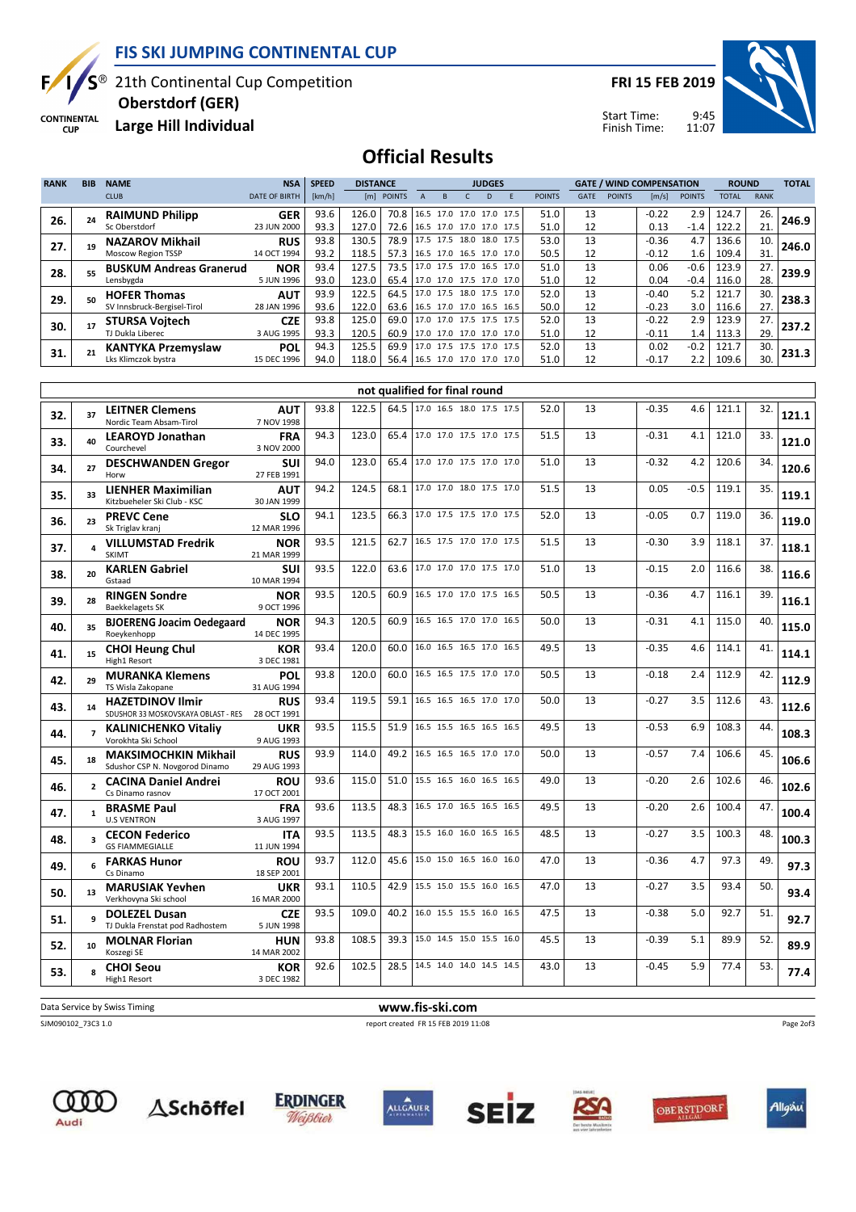# FIS SKI JUMPING CONTINENTAL CUP

21th Continental Cup Competition
**Oberstdorf (GER)**
**Large Hill Individual**

**FRI 15 FEB 2019**

Start Time: 9:45
Finish Time: 11:07

## Official Results

| RANK | BIB | NAME / CLUB | NSA / DATE OF BIRTH | SPEED [km/h] | DISTANCE [m] | DISTANCE POINTS | JUDGES A | B | C | D | E | JUDGES POINTS | GATE | GATE POINTS | WIND [m/s] | WIND POINTS | ROUND TOTAL | ROUND RANK | TOTAL |
|---|---|---|---|---|---|---|---|---|---|---|---|---|---|---|---|---|---|---|---|
| 26. | 24 | RAIMUND Philipp / Sc Oberstdorf | GER / 23 JUN 2000 | 93.6 | 126.0 | 70.8 | 16.5 | 17.0 | 17.0 | 17.0 | 17.5 | 51.0 | 13 | | -0.22 | 2.9 | 124.7 | 26. | 246.9 |
| | | | | 93.3 | 127.0 | 72.6 | 16.5 | 17.0 | 17.0 | 17.0 | 17.5 | 51.0 | 12 | | 0.13 | -1.4 | 122.2 | 21. | |
| 27. | 19 | NAZAROV Mikhail / Moscow Region TSSP | RUS / 14 OCT 1994 | 93.8 | 130.5 | 78.9 | 17.5 | 17.5 | 18.0 | 18.0 | 17.5 | 53.0 | 13 | | -0.36 | 4.7 | 136.6 | 10. | 246.0 |
| | | | | 93.2 | 118.5 | 57.3 | 16.5 | 17.0 | 16.5 | 17.0 | 17.0 | 50.5 | 12 | | -0.12 | 1.6 | 109.4 | 31. | |
| 28. | 55 | BUSKUM Andreas Granerud / Lensbygda | NOR / 5 JUN 1996 | 93.4 | 127.5 | 73.5 | 17.0 | 17.5 | 17.0 | 16.5 | 17.0 | 51.0 | 13 | | 0.06 | -0.6 | 123.9 | 27. | 239.9 |
| | | | | 93.0 | 123.0 | 65.4 | 17.0 | 17.0 | 17.5 | 17.0 | 17.0 | 51.0 | 12 | | 0.04 | -0.4 | 116.0 | 28. | |
| 29. | 50 | HOFER Thomas / SV Innsbruck-Bergisel-Tirol | AUT / 28 JAN 1996 | 93.9 | 122.5 | 64.5 | 17.0 | 17.5 | 18.0 | 17.5 | 17.0 | 52.0 | 13 | | -0.40 | 5.2 | 121.7 | 30. | 238.3 |
| | | | | 93.6 | 122.0 | 63.6 | 16.5 | 17.0 | 17.0 | 16.5 | 16.5 | 50.0 | 12 | | -0.23 | 3.0 | 116.6 | 27. | |
| 30. | 17 | STURSA Vojtech / TJ Dukla Liberec | CZE / 3 AUG 1995 | 93.8 | 125.0 | 69.0 | 17.0 | 17.0 | 17.5 | 17.5 | 17.5 | 52.0 | 13 | | -0.22 | 2.9 | 123.9 | 27. | 237.2 |
| | | | | 93.3 | 120.5 | 60.9 | 17.0 | 17.0 | 17.0 | 17.0 | 17.0 | 51.0 | 12 | | -0.11 | 1.4 | 113.3 | 29. | |
| 31. | 21 | KANTYKA Przemyslaw / Lks Klimczok bystra | POL / 15 DEC 1996 | 94.3 | 125.5 | 69.9 | 17.0 | 17.5 | 17.5 | 17.0 | 17.5 | 52.0 | 13 | | 0.02 | -0.2 | 121.7 | 30. | 231.3 |
| | | | | 94.0 | 118.0 | 56.4 | 16.5 | 17.0 | 17.0 | 17.0 | 17.0 | 51.0 | 12 | | -0.17 | 2.2 | 109.6 | 30. | |

### not qualified for final round

| RANK | BIB | NAME / CLUB | NSA / DATE OF BIRTH | SPEED [km/h] | DISTANCE [m] | DISTANCE POINTS | JUDGES A | B | C | D | E | JUDGES POINTS | GATE | GATE POINTS | WIND [m/s] | WIND POINTS | ROUND TOTAL | ROUND RANK | TOTAL |
|---|---|---|---|---|---|---|---|---|---|---|---|---|---|---|---|---|---|---|---|
| 32. | 37 | LEITNER Clemens / Nordic Team Absam-Tirol | AUT / 7 NOV 1998 | 93.8 | 122.5 | 64.5 | 17.0 | 16.5 | 18.0 | 17.5 | 17.5 | 52.0 | 13 | | -0.35 | 4.6 | 121.1 | 32. | 121.1 |
| 33. | 40 | LEAROYD Jonathan / Courchevel | FRA / 3 NOV 2000 | 94.3 | 123.0 | 65.4 | 17.0 | 17.0 | 17.5 | 17.0 | 17.5 | 51.5 | 13 | | -0.31 | 4.1 | 121.0 | 33. | 121.0 |
| 34. | 27 | DESCHWANDEN Gregor / Horw | SUI / 27 FEB 1991 | 94.0 | 123.0 | 65.4 | 17.0 | 17.0 | 17.5 | 17.0 | 17.0 | 51.0 | 13 | | -0.32 | 4.2 | 120.6 | 34. | 120.6 |
| 35. | 33 | LIENHER Maximilian / Kitzbueheler Ski Club - KSC | AUT / 30 JAN 1999 | 94.2 | 124.5 | 68.1 | 17.0 | 17.0 | 18.0 | 17.5 | 17.0 | 51.5 | 13 | | 0.05 | -0.5 | 119.1 | 35. | 119.1 |
| 36. | 23 | PREVC Cene / Sk Triglav kranj | SLO / 12 MAR 1996 | 94.1 | 123.5 | 66.3 | 17.0 | 17.5 | 17.5 | 17.0 | 17.5 | 52.0 | 13 | | -0.05 | 0.7 | 119.0 | 36. | 119.0 |
| 37. | 4 | VILLUMSTAD Fredrik / SKIMT | NOR / 21 MAR 1999 | 93.5 | 121.5 | 62.7 | 16.5 | 17.5 | 17.0 | 17.0 | 17.5 | 51.5 | 13 | | -0.30 | 3.9 | 118.1 | 37. | 118.1 |
| 38. | 20 | KARLEN Gabriel / Gstaad | SUI / 10 MAR 1994 | 93.5 | 122.0 | 63.6 | 17.0 | 17.0 | 17.0 | 17.5 | 17.0 | 51.0 | 13 | | -0.15 | 2.0 | 116.6 | 38. | 116.6 |
| 39. | 28 | RINGEN Sondre / Baekkelagets SK | NOR / 9 OCT 1996 | 93.5 | 120.5 | 60.9 | 16.5 | 17.0 | 17.0 | 17.5 | 16.5 | 50.5 | 13 | | -0.36 | 4.7 | 116.1 | 39. | 116.1 |
| 40. | 35 | BJOERENG Joacim Oedegaard / Roeykenhopp | NOR / 14 DEC 1995 | 94.3 | 120.5 | 60.9 | 16.5 | 16.5 | 17.0 | 17.0 | 16.5 | 50.0 | 13 | | -0.31 | 4.1 | 115.0 | 40. | 115.0 |
| 41. | 15 | CHOI Heung Chul / High1 Resort | KOR / 3 DEC 1981 | 93.4 | 120.0 | 60.0 | 16.0 | 16.5 | 16.5 | 17.0 | 16.5 | 49.5 | 13 | | -0.35 | 4.6 | 114.1 | 41. | 114.1 |
| 42. | 29 | MURANKA Klemens / TS Wisla Zakopane | POL / 31 AUG 1994 | 93.8 | 120.0 | 60.0 | 16.5 | 16.5 | 17.5 | 17.0 | 17.0 | 50.5 | 13 | | -0.18 | 2.4 | 112.9 | 42. | 112.9 |
| 43. | 14 | HAZETDINOV Ilmir / SDUSHOR 33 MOSKOVSKAYA OBLAST - RES | RUS / 28 OCT 1991 | 93.4 | 119.5 | 59.1 | 16.5 | 16.5 | 16.5 | 17.0 | 17.0 | 50.0 | 13 | | -0.27 | 3.5 | 112.6 | 43. | 112.6 |
| 44. | 7 | KALINICHENKO Vitaliy / Vorokhta Ski School | UKR / 9 AUG 1993 | 93.5 | 115.5 | 51.9 | 16.5 | 15.5 | 16.5 | 16.5 | 16.5 | 49.5 | 13 | | -0.53 | 6.9 | 108.3 | 44. | 108.3 |
| 45. | 18 | MAKSIMOCHKIN Mikhail / Sdushor CSP N. Novgorod Dinamo | RUS / 29 AUG 1993 | 93.9 | 114.0 | 49.2 | 16.5 | 16.5 | 16.5 | 17.0 | 17.0 | 50.0 | 13 | | -0.57 | 7.4 | 106.6 | 45. | 106.6 |
| 46. | 2 | CACINA Daniel Andrei / Cs Dinamo rasnov | ROU / 17 OCT 2001 | 93.6 | 115.0 | 51.0 | 15.5 | 16.5 | 16.0 | 16.5 | 16.5 | 49.0 | 13 | | -0.20 | 2.6 | 102.6 | 46. | 102.6 |
| 47. | 1 | BRASME Paul / U.S VENTRON | FRA / 3 AUG 1997 | 93.6 | 113.5 | 48.3 | 16.5 | 17.0 | 16.5 | 16.5 | 16.5 | 49.5 | 13 | | -0.20 | 2.6 | 100.4 | 47. | 100.4 |
| 48. | 3 | CECON Federico / GS FIAMMEGIALLE | ITA / 11 JUN 1994 | 93.5 | 113.5 | 48.3 | 15.5 | 16.0 | 16.0 | 16.5 | 16.5 | 48.5 | 13 | | -0.27 | 3.5 | 100.3 | 48. | 100.3 |
| 49. | 6 | FARKAS Hunor / Cs Dinamo | ROU / 18 SEP 2001 | 93.7 | 112.0 | 45.6 | 15.0 | 15.0 | 16.5 | 16.0 | 16.0 | 47.0 | 13 | | -0.36 | 4.7 | 97.3 | 49. | 97.3 |
| 50. | 13 | MARUSIAK Yevhen / Verkhovyna Ski school | UKR / 16 MAR 2000 | 93.1 | 110.5 | 42.9 | 15.5 | 15.0 | 15.5 | 16.0 | 16.5 | 47.0 | 13 | | -0.27 | 3.5 | 93.4 | 50. | 93.4 |
| 51. | 9 | DOLEZEL Dusan / TJ Dukla Frenstat pod Radhostem | CZE / 5 JUN 1998 | 93.5 | 109.0 | 40.2 | 16.0 | 15.5 | 15.5 | 16.0 | 16.5 | 47.5 | 13 | | -0.38 | 5.0 | 92.7 | 51. | 92.7 |
| 52. | 10 | MOLNAR Florian / Koszegi SE | HUN / 14 MAR 2002 | 93.8 | 108.5 | 39.3 | 15.0 | 14.5 | 15.0 | 15.5 | 16.0 | 45.5 | 13 | | -0.39 | 5.1 | 89.9 | 52. | 89.9 |
| 53. | 8 | CHOI Seou / High1 Resort | KOR / 3 DEC 1982 | 92.6 | 102.5 | 28.5 | 14.5 | 14.0 | 14.0 | 14.5 | 14.5 | 43.0 | 13 | | -0.45 | 5.9 | 77.4 | 53. | 77.4 |

Data Service by Swiss Timing — www.fis-ski.com

SJM090102_73C3 1.0 — report created FR 15 FEB 2019 11:08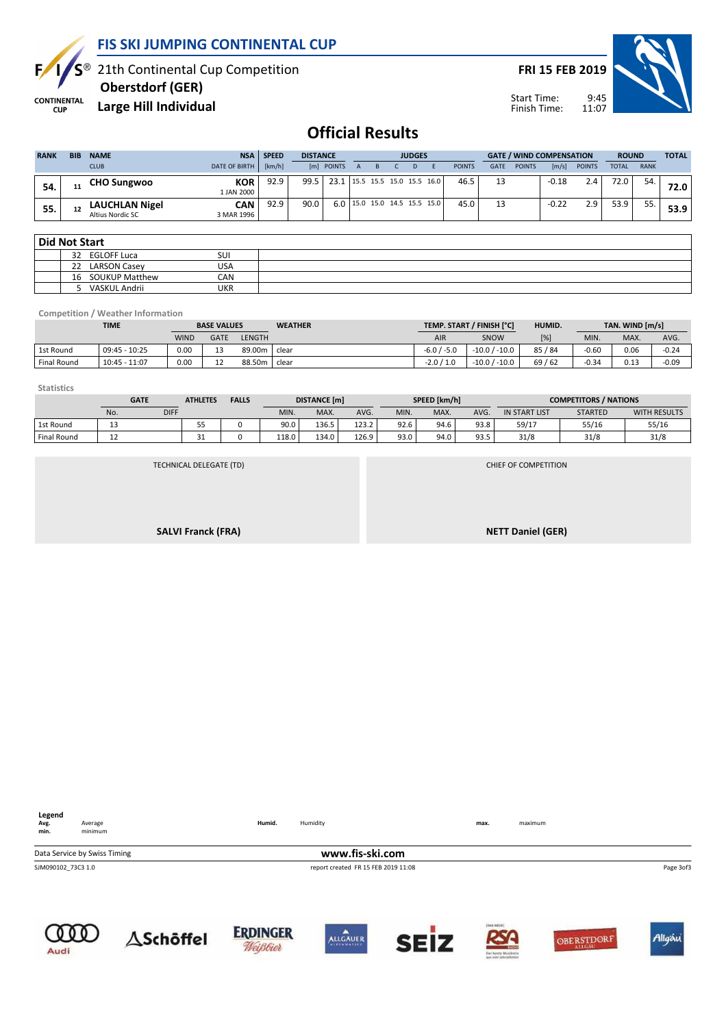# FIS SKI JUMPING CONTINENTAL CUP

21th Continental Cup Competition
**Oberstdorf (GER)**
**Large Hill Individual**

**FRI 15 FEB 2019**

Start Time: 9:45
Finish Time: 11:07

## Official Results

| RANK | BIB | NAME<br>CLUB | NSA<br>DATE OF BIRTH | SPEED [km/h] | DISTANCE [m] | DISTANCE POINTS | JUDGES A | B | C | D | E | JUDGES POINTS | GATE | GATE POINTS | WIND [m/s] | WIND POINTS | ROUND TOTAL | ROUND RANK | TOTAL |
|---|---|---|---|---|---|---|---|---|---|---|---|---|---|---|---|---|---|---|---|
| 54. | 11 | **CHO Sungwoo** | **KOR**<br>1 JAN 2000 | 92.9 | 99.5 | 23.1 | 15.5 | 15.5 | 15.0 | 15.5 | 16.0 | 46.5 | 13 | | -0.18 | 2.4 | 72.0 | 54. | **72.0** |
| 55. | 12 | **LAUCHLAN Nigel**<br>Altius Nordic SC | **CAN**<br>3 MAR 1996 | 92.9 | 90.0 | 6.0 | 15.0 | 15.0 | 14.5 | 15.5 | 15.0 | 45.0 | 13 | | -0.22 | 2.9 | 53.9 | 55. | **53.9** |

### Did Not Start

| | | |
|---|---|---|
| 32 | EGLOFF Luca | SUI |
| 22 | LARSON Casey | USA |
| 16 | SOUKUP Matthew | CAN |
| 5 | VASKUL Andrii | UKR |

### Competition / Weather Information

| | TIME | BASE VALUES WIND | GATE | LENGTH | WEATHER | TEMP. START / FINISH [°C] AIR | SNOW | HUMID. [%] | TAN. WIND [m/s] MIN. | MAX. | AVG. |
|---|---|---|---|---|---|---|---|---|---|---|---|
| 1st Round | 09:45 - 10:25 | 0.00 | 13 | 89.00m | clear | -6.0 / -5.0 | -10.0 / -10.0 | 85 / 84 | -0.60 | 0.06 | -0.24 |
| Final Round | 10:45 - 11:07 | 0.00 | 12 | 88.50m | clear | -2.0 / 1.0 | -10.0 / -10.0 | 69 / 62 | -0.34 | 0.13 | -0.09 |

### Statistics

| | GATE No. | GATE DIFF | ATHLETES | FALLS | DISTANCE [m] MIN. | MAX. | AVG. | SPEED [km/h] MIN. | MAX. | AVG. | COMPETITORS / NATIONS IN START LIST | STARTED | WITH RESULTS |
|---|---|---|---|---|---|---|---|---|---|---|---|---|---|
| 1st Round | 13 | | 55 | 0 | 90.0 | 136.5 | 123.2 | 92.6 | 94.6 | 93.8 | 59/17 | 55/16 | 55/16 |
| Final Round | 12 | | 31 | 0 | 118.0 | 134.0 | 126.9 | 93.0 | 94.0 | 93.5 | 31/8 | 31/8 | 31/8 |

TECHNICAL DELEGATE (TD)
**SALVI Franck (FRA)**

CHIEF OF COMPETITION
**NETT Daniel (GER)**

**Legend**
**Avg.** Average
**min.** minimum
**Humid.** Humidity
**max.** maximum

Data Service by Swiss Timing
www.fis-ski.com
SJM090102_73C3 1.0
report created FR 15 FEB 2019 11:08